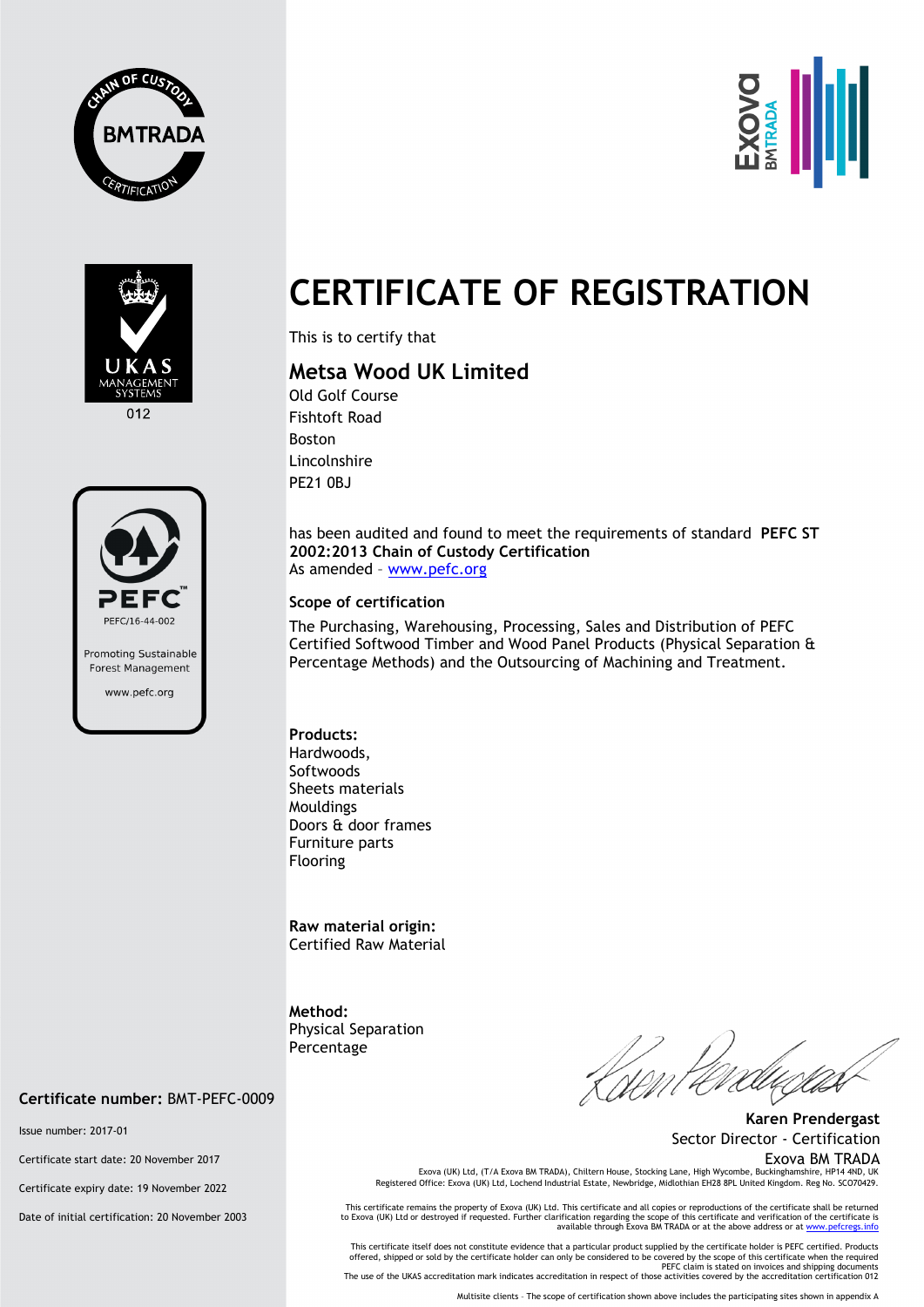CHAIN OF CUSTODY BMTRADA CERTIFICATION

UKAS MANAGEMENT SYSTEMS 012

PEFC
PEFC/16-44-002
Promoting Sustainable Forest Management
www.pefc.org

Exova BMTRADA

# CERTIFICATE OF REGISTRATION

This is to certify that

## Metsa Wood UK Limited

Old Golf Course
Fishtoft Road
Boston
Lincolnshire
PE21 0BJ

has been audited and found to meet the requirements of standard **PEFC ST 2002:2013 Chain of Custody Certification**
As amended – www.pefc.org

**Scope of certification**

The Purchasing, Warehousing, Processing, Sales and Distribution of PEFC Certified Softwood Timber and Wood Panel Products (Physical Separation & Percentage Methods) and the Outsourcing of Machining and Treatment.

**Products:**
Hardwoods,
Softwoods
Sheets materials
Mouldings
Doors & door frames
Furniture parts
Flooring

**Raw material origin:**
Certified Raw Material

**Method:**
Physical Separation
Percentage

**Certificate number:** BMT-PEFC-0009

Issue number: 2017-01

Certificate start date: 20 November 2017

Certificate expiry date: 19 November 2022

Date of initial certification: 20 November 2003

**Karen Prendergast**
Sector Director - Certification
Exova BM TRADA

Exova (UK) Ltd, (T/A Exova BM TRADA), Chiltern House, Stocking Lane, High Wycombe, Buckinghamshire, HP14 4ND, UK
Registered Office: Exova (UK) Ltd, Lochend Industrial Estate, Newbridge, Midlothian EH28 8PL United Kingdom. Reg No. SC070429.

This certificate remains the property of Exova (UK) Ltd. This certificate and all copies or reproductions of the certificate shall be returned to Exova (UK) Ltd or destroyed if requested. Further clarification regarding the scope of this certificate and verification of the certificate is available through Exova BM TRADA or at the above address or at www.pefcregs.info

This certificate itself does not constitute evidence that a particular product supplied by the certificate holder is PEFC certified. Products offered, shipped or sold by the certificate holder can only be considered to be covered by the scope of this certificate when the required PEFC claim is stated on invoices and shipping documents
The use of the UKAS accreditation mark indicates accreditation in respect of those activities covered by the accreditation certification 012

Multisite clients – The scope of certification shown above includes the participating sites shown in appendix A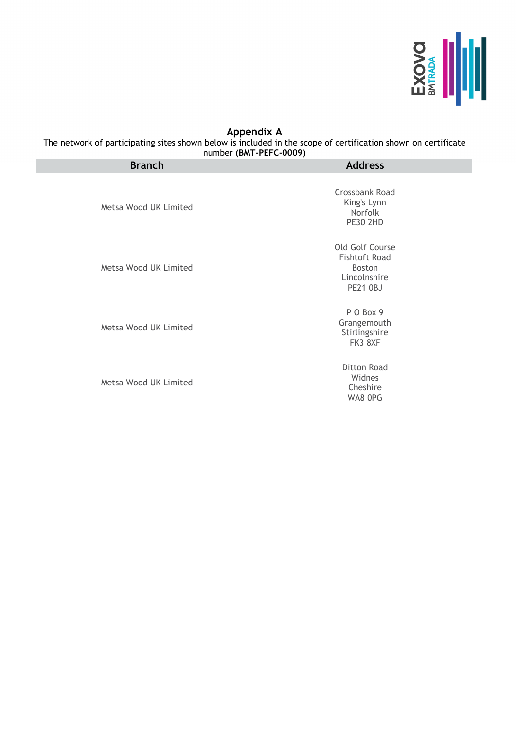## Appendix A

The network of participating sites shown below is included in the scope of certification shown on certificate number **(BMT-PEFC-0009)**

| Branch | Address |
| --- | --- |
| Metsa Wood UK Limited | Crossbank Road<br>King's Lynn<br>Norfolk<br>PE30 2HD |
| Metsa Wood UK Limited | Old Golf Course<br>Fishtoft Road<br>Boston<br>Lincolnshire<br>PE21 0BJ |
| Metsa Wood UK Limited | P O Box 9<br>Grangemouth<br>Stirlingshire<br>FK3 8XF |
| Metsa Wood UK Limited | Ditton Road<br>Widnes<br>Cheshire<br>WA8 0PG |